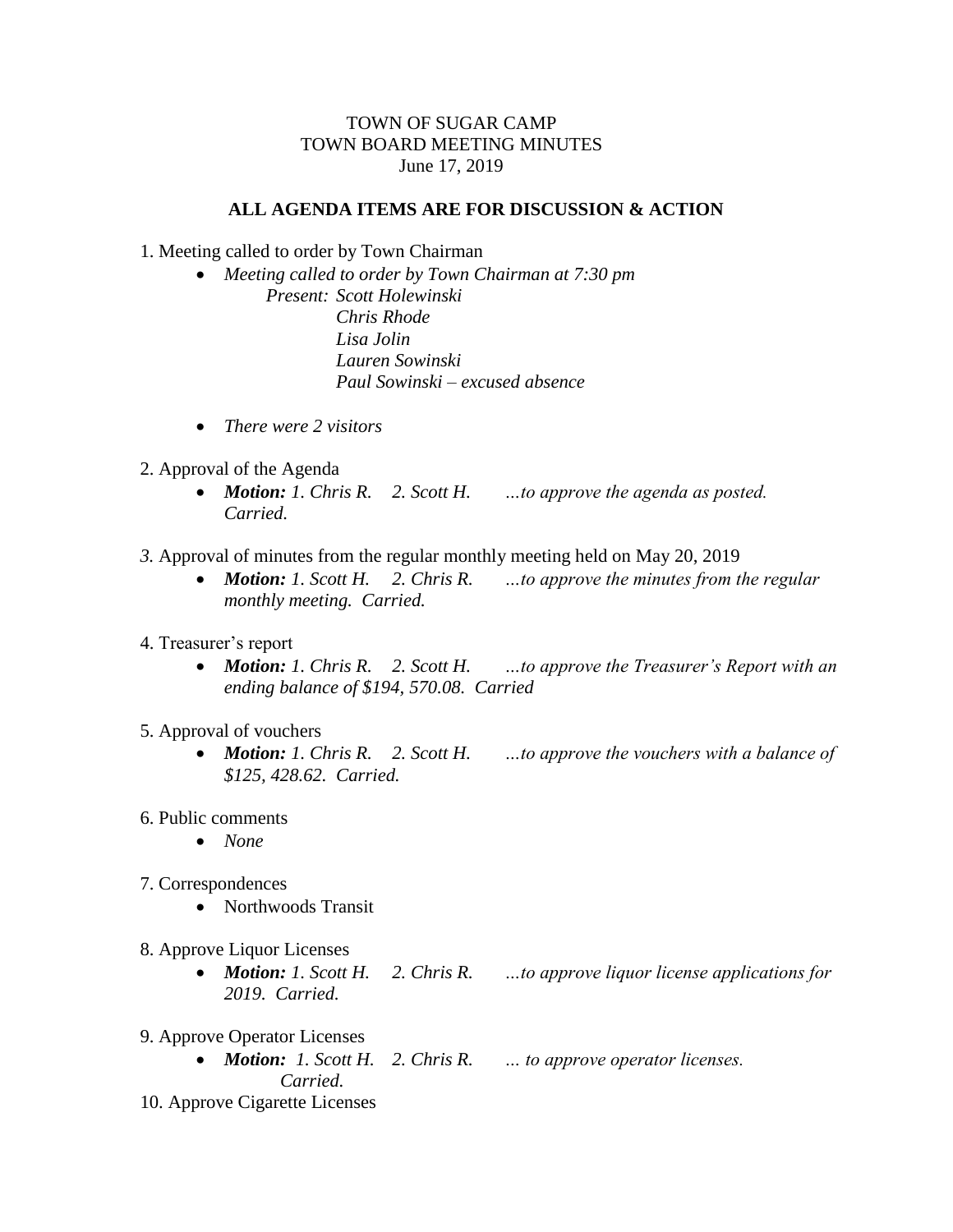TOWN OF SUGAR CAMP
TOWN BOARD MEETING MINUTES
June 17, 2019

**ALL AGENDA ITEMS ARE FOR DISCUSSION & ACTION**

1. Meeting called to order by Town Chairman
   - *Meeting called to order by Town Chairman at 7:30 pm*
     *Present: Scott Holewinski*
     *Chris Rhode*
     *Lisa Jolin*
     *Lauren Sowinski*
     *Paul Sowinski – excused absence*
   - *There were 2 visitors*

2. Approval of the Agenda
   - ***Motion:*** *1. Chris R. 2. Scott H. …to approve the agenda as posted. Carried.*

3. Approval of minutes from the regular monthly meeting held on May 20, 2019
   - ***Motion:*** *1. Scott H. 2. Chris R. …to approve the minutes from the regular monthly meeting. Carried.*

4. Treasurer's report
   - ***Motion:*** *1. Chris R. 2. Scott H. …to approve the Treasurer's Report with an ending balance of $194, 570.08. Carried*

5. Approval of vouchers
   - ***Motion:*** *1. Chris R. 2. Scott H. …to approve the vouchers with a balance of $125, 428.62. Carried.*

6. Public comments
   - *None*

7. Correspondences
   - Northwoods Transit

8. Approve Liquor Licenses
   - ***Motion:*** *1. Scott H. 2. Chris R. …to approve liquor license applications for 2019. Carried.*

9. Approve Operator Licenses
   - ***Motion:*** *1. Scott H. 2. Chris R. … to approve operator licenses. Carried.*

10. Approve Cigarette Licenses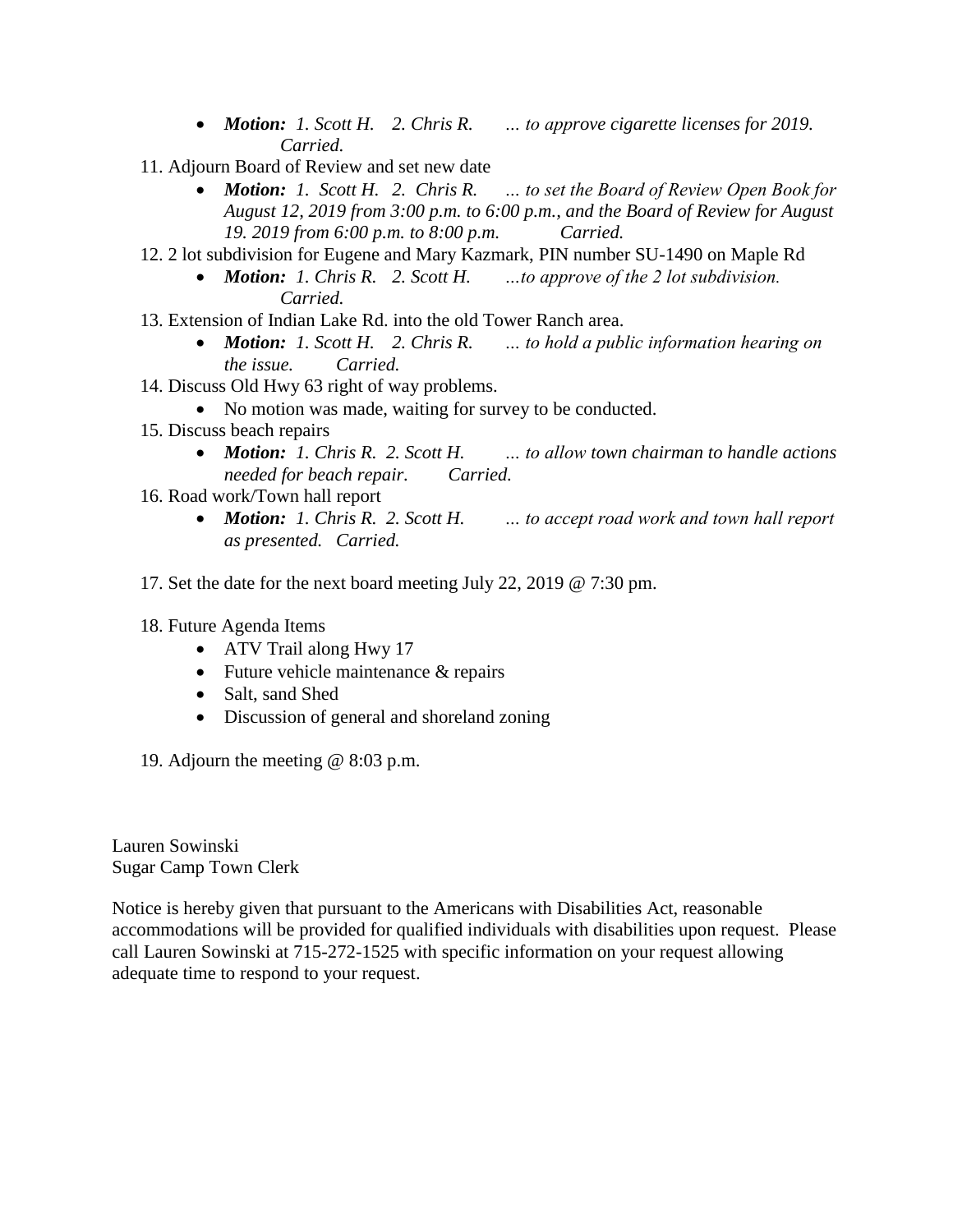- ***Motion:*** *1. Scott H. 2. Chris R. … to approve cigarette licenses for 2019. Carried.*

11. Adjourn Board of Review and set new date
    - ***Motion:*** *1. Scott H. 2. Chris R. … to set the Board of Review Open Book for August 12, 2019 from 3:00 p.m. to 6:00 p.m., and the Board of Review for August 19. 2019 from 6:00 p.m. to 8:00 p.m. Carried.*
12. 2 lot subdivision for Eugene and Mary Kazmark, PIN number SU-1490 on Maple Rd
    - ***Motion:*** *1. Chris R. 2. Scott H. …to approve of the 2 lot subdivision. Carried.*
13. Extension of Indian Lake Rd. into the old Tower Ranch area.
    - ***Motion:*** *1. Scott H. 2. Chris R. … to hold a public information hearing on the issue. Carried.*
14. Discuss Old Hwy 63 right of way problems.
    - No motion was made, waiting for survey to be conducted.
15. Discuss beach repairs
    - ***Motion:*** *1. Chris R. 2. Scott H. … to allow town chairman to handle actions needed for beach repair. Carried.*
16. Road work/Town hall report
    - ***Motion:*** *1. Chris R. 2. Scott H. … to accept road work and town hall report as presented. Carried.*

17. Set the date for the next board meeting July 22, 2019 @ 7:30 pm.

18. Future Agenda Items
    - ATV Trail along Hwy 17
    - Future vehicle maintenance & repairs
    - Salt, sand Shed
    - Discussion of general and shoreland zoning

19. Adjourn the meeting @ 8:03 p.m.

Lauren Sowinski
Sugar Camp Town Clerk

Notice is hereby given that pursuant to the Americans with Disabilities Act, reasonable accommodations will be provided for qualified individuals with disabilities upon request. Please call Lauren Sowinski at 715-272-1525 with specific information on your request allowing adequate time to respond to your request.